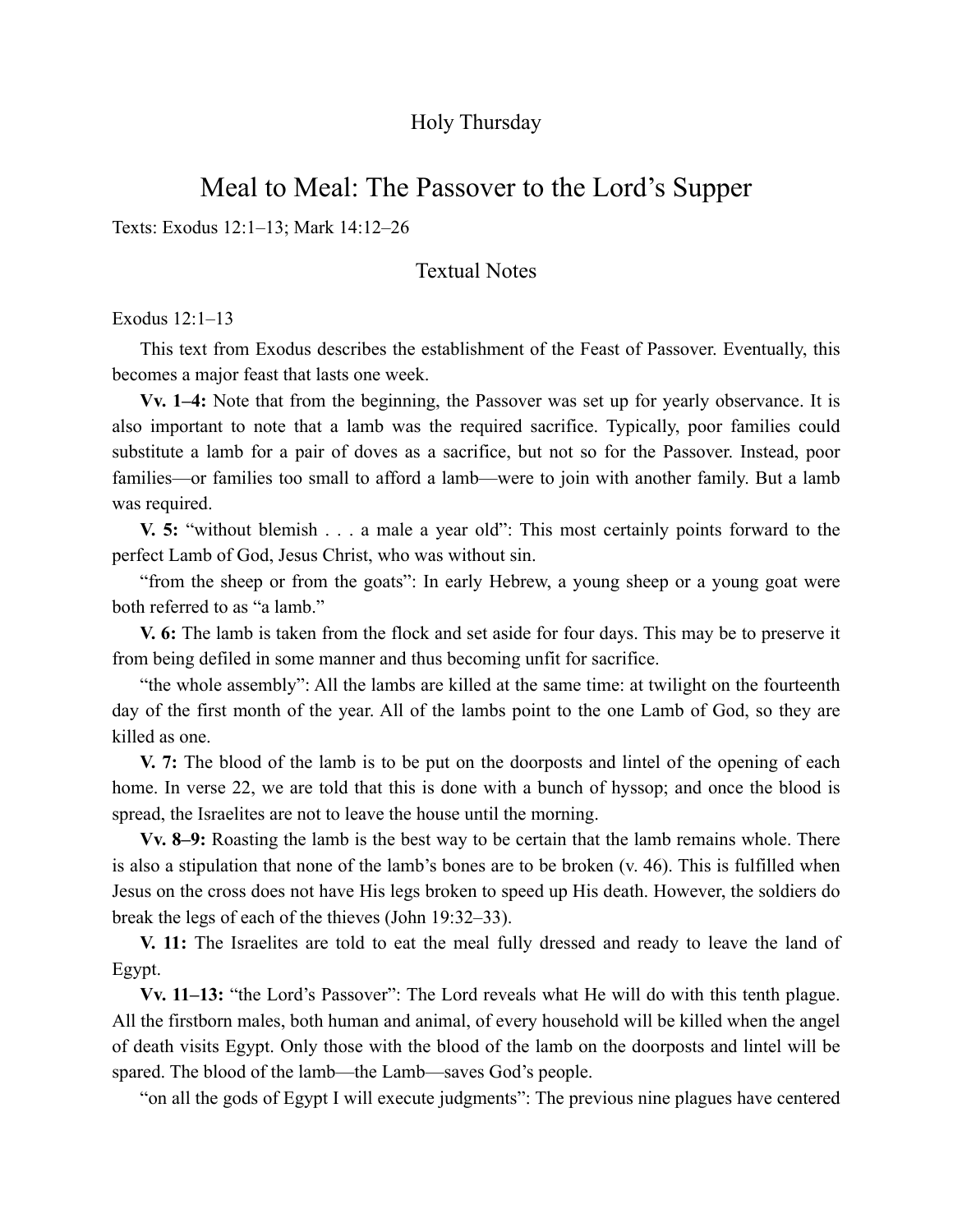Holy Thursday

# Meal to Meal: The Passover to the Lord's Supper

Texts: Exodus 12:1–13; Mark 14:12–26

## Textual Notes

Exodus 12:1–13

This text from Exodus describes the establishment of the Feast of Passover. Eventually, this becomes a major feast that lasts one week.

**Vv. 1–4:** Note that from the beginning, the Passover was set up for yearly observance. It is also important to note that a lamb was the required sacrifice. Typically, poor families could substitute a lamb for a pair of doves as a sacrifice, but not so for the Passover. Instead, poor families—or families too small to afford a lamb—were to join with another family. But a lamb was required.

**V. 5:** "without blemish . . . a male a year old": This most certainly points forward to the perfect Lamb of God, Jesus Christ, who was without sin.

"from the sheep or from the goats": In early Hebrew, a young sheep or a young goat were both referred to as "a lamb."

**V. 6:** The lamb is taken from the flock and set aside for four days. This may be to preserve it from being defiled in some manner and thus becoming unfit for sacrifice.

"the whole assembly": All the lambs are killed at the same time: at twilight on the fourteenth day of the first month of the year. All of the lambs point to the one Lamb of God, so they are killed as one.

**V. 7:** The blood of the lamb is to be put on the doorposts and lintel of the opening of each home. In verse 22, we are told that this is done with a bunch of hyssop; and once the blood is spread, the Israelites are not to leave the house until the morning.

**Vv. 8–9:** Roasting the lamb is the best way to be certain that the lamb remains whole. There is also a stipulation that none of the lamb's bones are to be broken (v. 46). This is fulfilled when Jesus on the cross does not have His legs broken to speed up His death. However, the soldiers do break the legs of each of the thieves (John 19:32–33).

**V. 11:** The Israelites are told to eat the meal fully dressed and ready to leave the land of Egypt.

**Vv. 11–13:** "the Lord's Passover": The Lord reveals what He will do with this tenth plague. All the firstborn males, both human and animal, of every household will be killed when the angel of death visits Egypt. Only those with the blood of the lamb on the doorposts and lintel will be spared. The blood of the lamb—the Lamb—saves God's people.

"on all the gods of Egypt I will execute judgments": The previous nine plagues have centered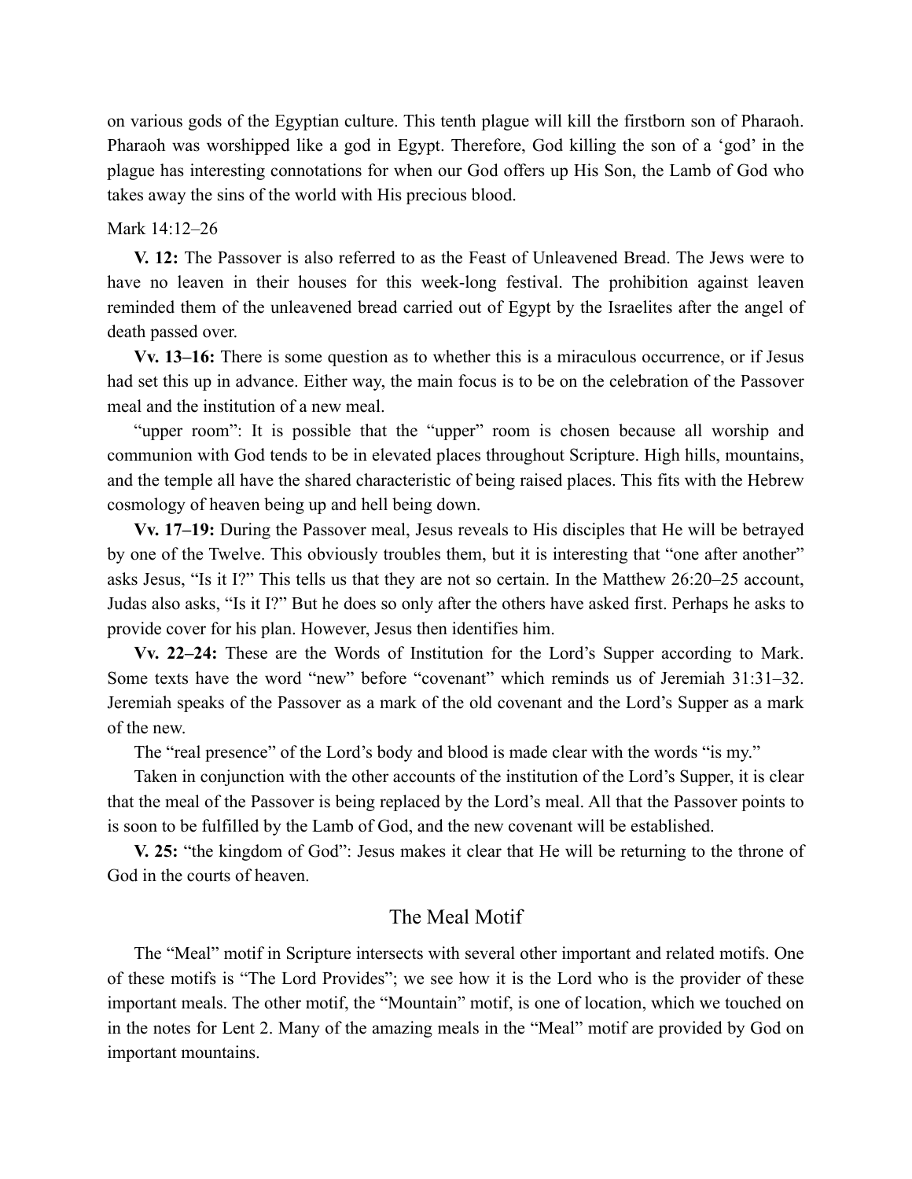on various gods of the Egyptian culture. This tenth plague will kill the firstborn son of Pharaoh. Pharaoh was worshipped like a god in Egypt. Therefore, God killing the son of a 'god' in the plague has interesting connotations for when our God offers up His Son, the Lamb of God who takes away the sins of the world with His precious blood.

Mark 14:12–26

**V. 12:** The Passover is also referred to as the Feast of Unleavened Bread. The Jews were to have no leaven in their houses for this week-long festival. The prohibition against leaven reminded them of the unleavened bread carried out of Egypt by the Israelites after the angel of death passed over.

**Vv. 13–16:** There is some question as to whether this is a miraculous occurrence, or if Jesus had set this up in advance. Either way, the main focus is to be on the celebration of the Passover meal and the institution of a new meal.

"upper room": It is possible that the "upper" room is chosen because all worship and communion with God tends to be in elevated places throughout Scripture. High hills, mountains, and the temple all have the shared characteristic of being raised places. This fits with the Hebrew cosmology of heaven being up and hell being down.

**Vv. 17–19:** During the Passover meal, Jesus reveals to His disciples that He will be betrayed by one of the Twelve. This obviously troubles them, but it is interesting that "one after another" asks Jesus, "Is it I?" This tells us that they are not so certain. In the Matthew 26:20–25 account, Judas also asks, "Is it I?" But he does so only after the others have asked first. Perhaps he asks to provide cover for his plan. However, Jesus then identifies him.

**Vv. 22–24:** These are the Words of Institution for the Lord's Supper according to Mark. Some texts have the word "new" before "covenant" which reminds us of Jeremiah 31:31–32. Jeremiah speaks of the Passover as a mark of the old covenant and the Lord's Supper as a mark of the new.

The "real presence" of the Lord's body and blood is made clear with the words "is my."

Taken in conjunction with the other accounts of the institution of the Lord's Supper, it is clear that the meal of the Passover is being replaced by the Lord's meal. All that the Passover points to is soon to be fulfilled by the Lamb of God, and the new covenant will be established.

**V. 25:** "the kingdom of God": Jesus makes it clear that He will be returning to the throne of God in the courts of heaven.

## The Meal Motif

The "Meal" motif in Scripture intersects with several other important and related motifs. One of these motifs is "The Lord Provides"; we see how it is the Lord who is the provider of these important meals. The other motif, the "Mountain" motif, is one of location, which we touched on in the notes for Lent 2. Many of the amazing meals in the "Meal" motif are provided by God on important mountains.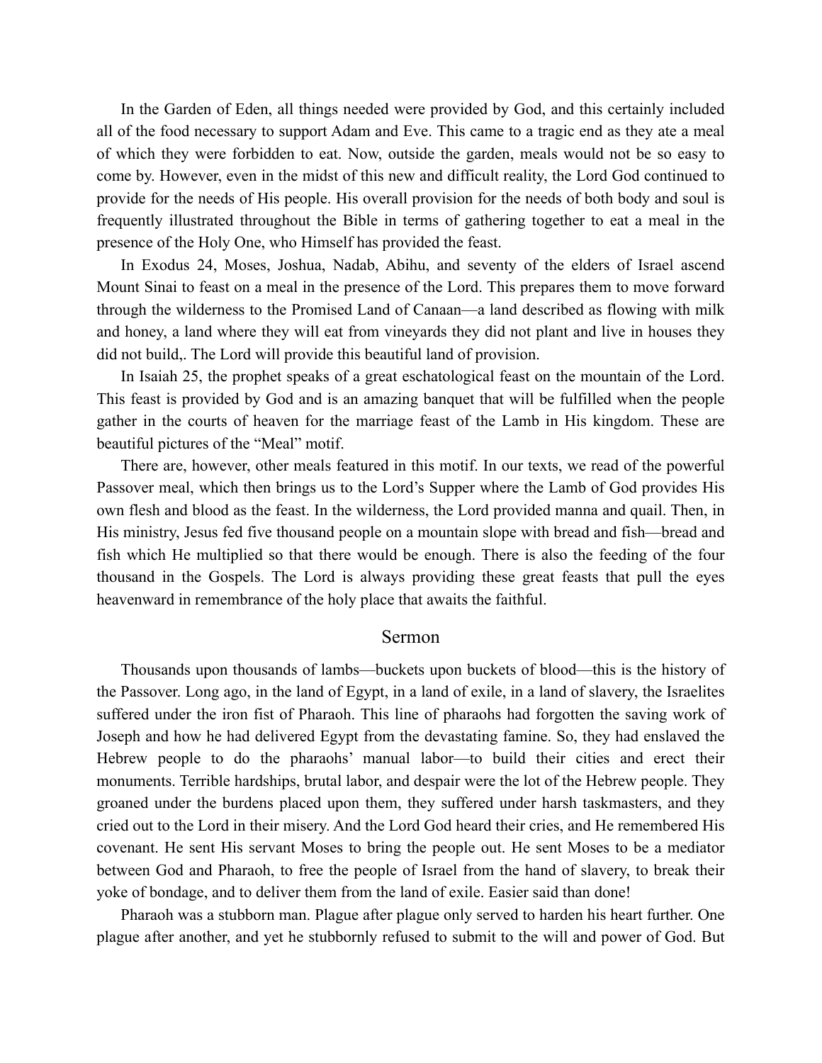In the Garden of Eden, all things needed were provided by God, and this certainly included all of the food necessary to support Adam and Eve. This came to a tragic end as they ate a meal of which they were forbidden to eat. Now, outside the garden, meals would not be so easy to come by. However, even in the midst of this new and difficult reality, the Lord God continued to provide for the needs of His people. His overall provision for the needs of both body and soul is frequently illustrated throughout the Bible in terms of gathering together to eat a meal in the presence of the Holy One, who Himself has provided the feast.

In Exodus 24, Moses, Joshua, Nadab, Abihu, and seventy of the elders of Israel ascend Mount Sinai to feast on a meal in the presence of the Lord. This prepares them to move forward through the wilderness to the Promised Land of Canaan—a land described as flowing with milk and honey, a land where they will eat from vineyards they did not plant and live in houses they did not build,. The Lord will provide this beautiful land of provision.

In Isaiah 25, the prophet speaks of a great eschatological feast on the mountain of the Lord. This feast is provided by God and is an amazing banquet that will be fulfilled when the people gather in the courts of heaven for the marriage feast of the Lamb in His kingdom. These are beautiful pictures of the "Meal" motif.

There are, however, other meals featured in this motif. In our texts, we read of the powerful Passover meal, which then brings us to the Lord's Supper where the Lamb of God provides His own flesh and blood as the feast. In the wilderness, the Lord provided manna and quail. Then, in His ministry, Jesus fed five thousand people on a mountain slope with bread and fish—bread and fish which He multiplied so that there would be enough. There is also the feeding of the four thousand in the Gospels. The Lord is always providing these great feasts that pull the eyes heavenward in remembrance of the holy place that awaits the faithful.

## Sermon

Thousands upon thousands of lambs—buckets upon buckets of blood—this is the history of the Passover. Long ago, in the land of Egypt, in a land of exile, in a land of slavery, the Israelites suffered under the iron fist of Pharaoh. This line of pharaohs had forgotten the saving work of Joseph and how he had delivered Egypt from the devastating famine. So, they had enslaved the Hebrew people to do the pharaohs' manual labor—to build their cities and erect their monuments. Terrible hardships, brutal labor, and despair were the lot of the Hebrew people. They groaned under the burdens placed upon them, they suffered under harsh taskmasters, and they cried out to the Lord in their misery. And the Lord God heard their cries, and He remembered His covenant. He sent His servant Moses to bring the people out. He sent Moses to be a mediator between God and Pharaoh, to free the people of Israel from the hand of slavery, to break their yoke of bondage, and to deliver them from the land of exile. Easier said than done!

Pharaoh was a stubborn man. Plague after plague only served to harden his heart further. One plague after another, and yet he stubbornly refused to submit to the will and power of God. But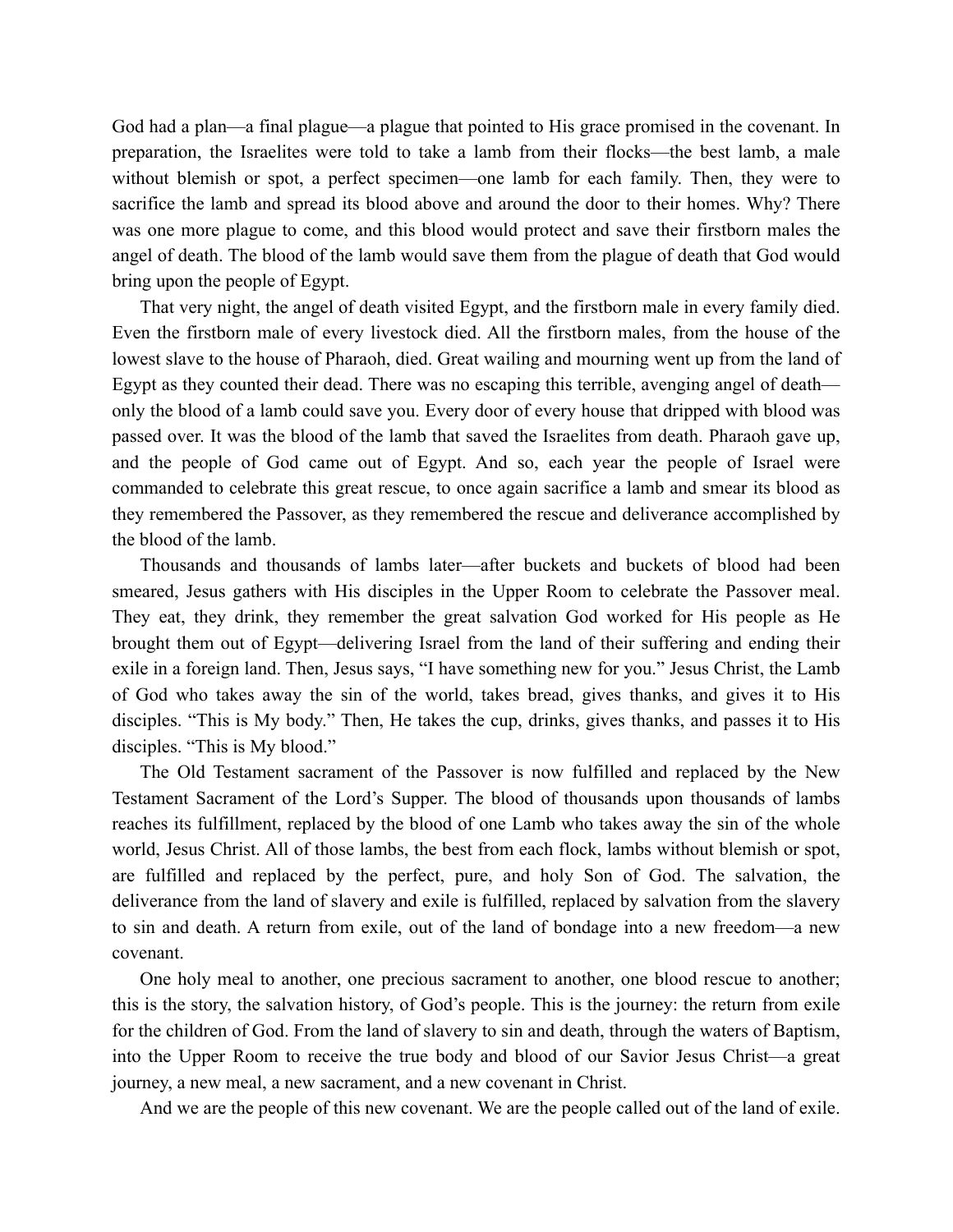God had a plan—a final plague—a plague that pointed to His grace promised in the covenant. In preparation, the Israelites were told to take a lamb from their flocks—the best lamb, a male without blemish or spot, a perfect specimen—one lamb for each family. Then, they were to sacrifice the lamb and spread its blood above and around the door to their homes. Why? There was one more plague to come, and this blood would protect and save their firstborn males the angel of death. The blood of the lamb would save them from the plague of death that God would bring upon the people of Egypt.

That very night, the angel of death visited Egypt, and the firstborn male in every family died. Even the firstborn male of every livestock died. All the firstborn males, from the house of the lowest slave to the house of Pharaoh, died. Great wailing and mourning went up from the land of Egypt as they counted their dead. There was no escaping this terrible, avenging angel of death—only the blood of a lamb could save you. Every door of every house that dripped with blood was passed over. It was the blood of the lamb that saved the Israelites from death. Pharaoh gave up, and the people of God came out of Egypt. And so, each year the people of Israel were commanded to celebrate this great rescue, to once again sacrifice a lamb and smear its blood as they remembered the Passover, as they remembered the rescue and deliverance accomplished by the blood of the lamb.

Thousands and thousands of lambs later—after buckets and buckets of blood had been smeared, Jesus gathers with His disciples in the Upper Room to celebrate the Passover meal. They eat, they drink, they remember the great salvation God worked for His people as He brought them out of Egypt—delivering Israel from the land of their suffering and ending their exile in a foreign land. Then, Jesus says, "I have something new for you." Jesus Christ, the Lamb of God who takes away the sin of the world, takes bread, gives thanks, and gives it to His disciples. "This is My body." Then, He takes the cup, drinks, gives thanks, and passes it to His disciples. "This is My blood."

The Old Testament sacrament of the Passover is now fulfilled and replaced by the New Testament Sacrament of the Lord's Supper. The blood of thousands upon thousands of lambs reaches its fulfillment, replaced by the blood of one Lamb who takes away the sin of the whole world, Jesus Christ. All of those lambs, the best from each flock, lambs without blemish or spot, are fulfilled and replaced by the perfect, pure, and holy Son of God. The salvation, the deliverance from the land of slavery and exile is fulfilled, replaced by salvation from the slavery to sin and death. A return from exile, out of the land of bondage into a new freedom—a new covenant.

One holy meal to another, one precious sacrament to another, one blood rescue to another; this is the story, the salvation history, of God's people. This is the journey: the return from exile for the children of God. From the land of slavery to sin and death, through the waters of Baptism, into the Upper Room to receive the true body and blood of our Savior Jesus Christ—a great journey, a new meal, a new sacrament, and a new covenant in Christ.

And we are the people of this new covenant. We are the people called out of the land of exile.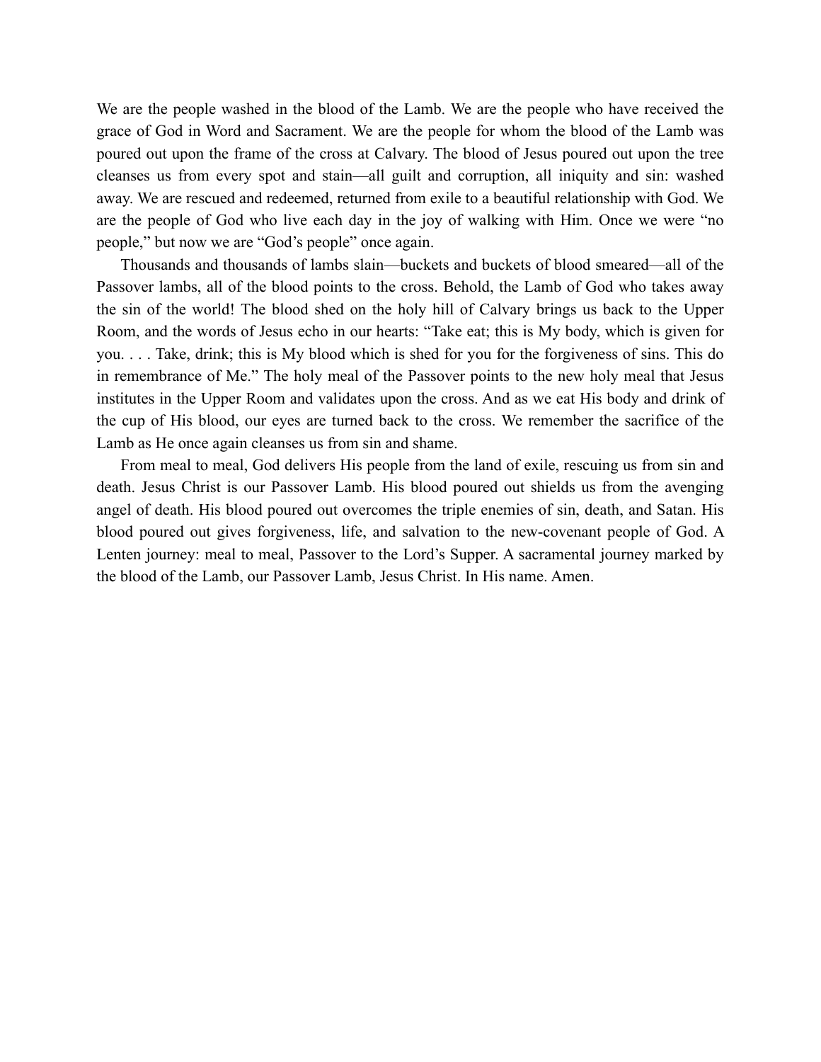We are the people washed in the blood of the Lamb. We are the people who have received the grace of God in Word and Sacrament. We are the people for whom the blood of the Lamb was poured out upon the frame of the cross at Calvary. The blood of Jesus poured out upon the tree cleanses us from every spot and stain—all guilt and corruption, all iniquity and sin: washed away. We are rescued and redeemed, returned from exile to a beautiful relationship with God. We are the people of God who live each day in the joy of walking with Him. Once we were "no people," but now we are "God's people" once again.

Thousands and thousands of lambs slain—buckets and buckets of blood smeared—all of the Passover lambs, all of the blood points to the cross. Behold, the Lamb of God who takes away the sin of the world! The blood shed on the holy hill of Calvary brings us back to the Upper Room, and the words of Jesus echo in our hearts: "Take eat; this is My body, which is given for you. . . . Take, drink; this is My blood which is shed for you for the forgiveness of sins. This do in remembrance of Me." The holy meal of the Passover points to the new holy meal that Jesus institutes in the Upper Room and validates upon the cross. And as we eat His body and drink of the cup of His blood, our eyes are turned back to the cross. We remember the sacrifice of the Lamb as He once again cleanses us from sin and shame.

From meal to meal, God delivers His people from the land of exile, rescuing us from sin and death. Jesus Christ is our Passover Lamb. His blood poured out shields us from the avenging angel of death. His blood poured out overcomes the triple enemies of sin, death, and Satan. His blood poured out gives forgiveness, life, and salvation to the new-covenant people of God. A Lenten journey: meal to meal, Passover to the Lord's Supper. A sacramental journey marked by the blood of the Lamb, our Passover Lamb, Jesus Christ. In His name. Amen.